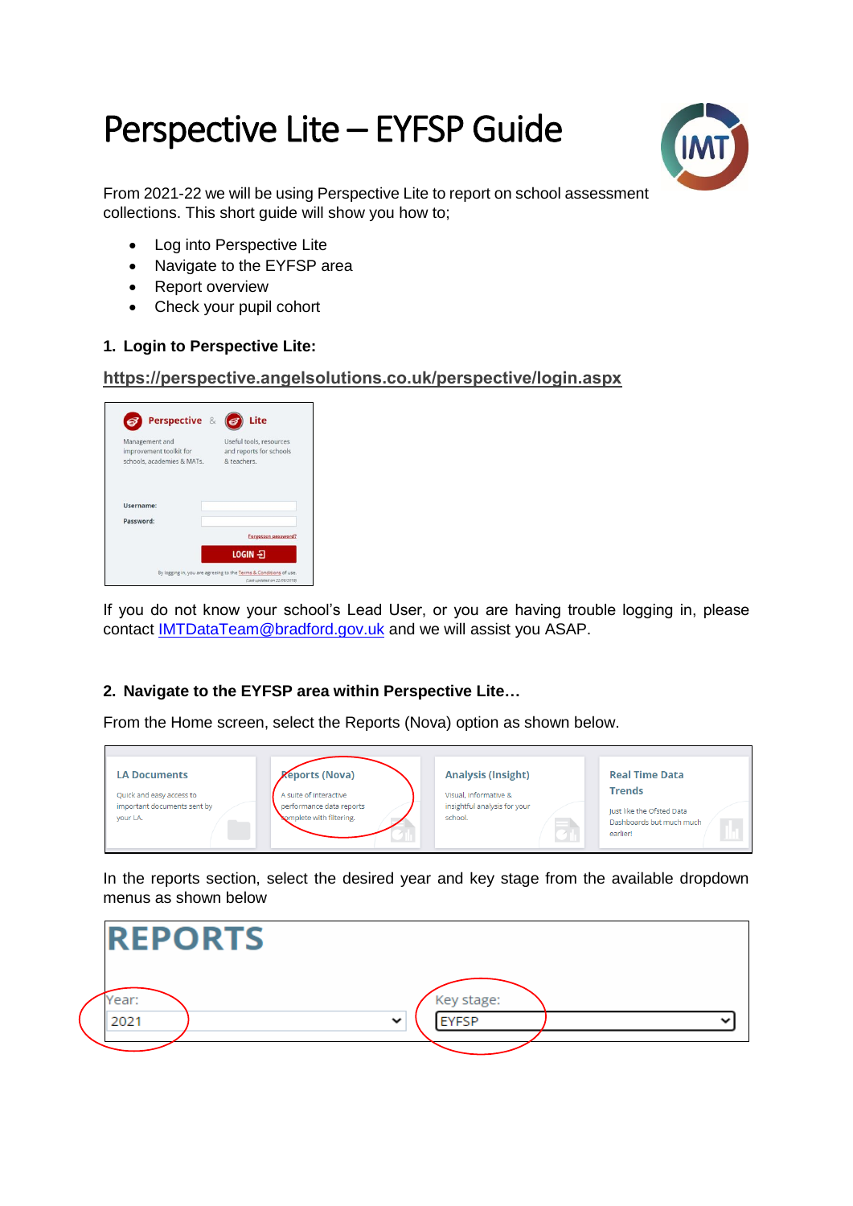# Perspective Lite – EYFSP Guide

From 2021-22 we will be using Perspective Lite to report on school assessment collections. This short guide will show you how to;

- Log into Perspective Lite
- Navigate to the EYFSP area
- Report overview
- Check your pupil cohort

### 1. Login to Perspective Lite:

**https://perspective.angelsolutions.co.uk/perspective/login.aspx**

If you do not know your school's Lead User, or you are having trouble logging in, please contact IMTDataTeam@bradford.gov.uk and we will assist you ASAP.

### 2. Navigate to the EYFSP area within Perspective Lite…

From the Home screen, select the Reports (Nova) option as shown below.

In the reports section, select the desired year and key stage from the available dropdown menus as shown below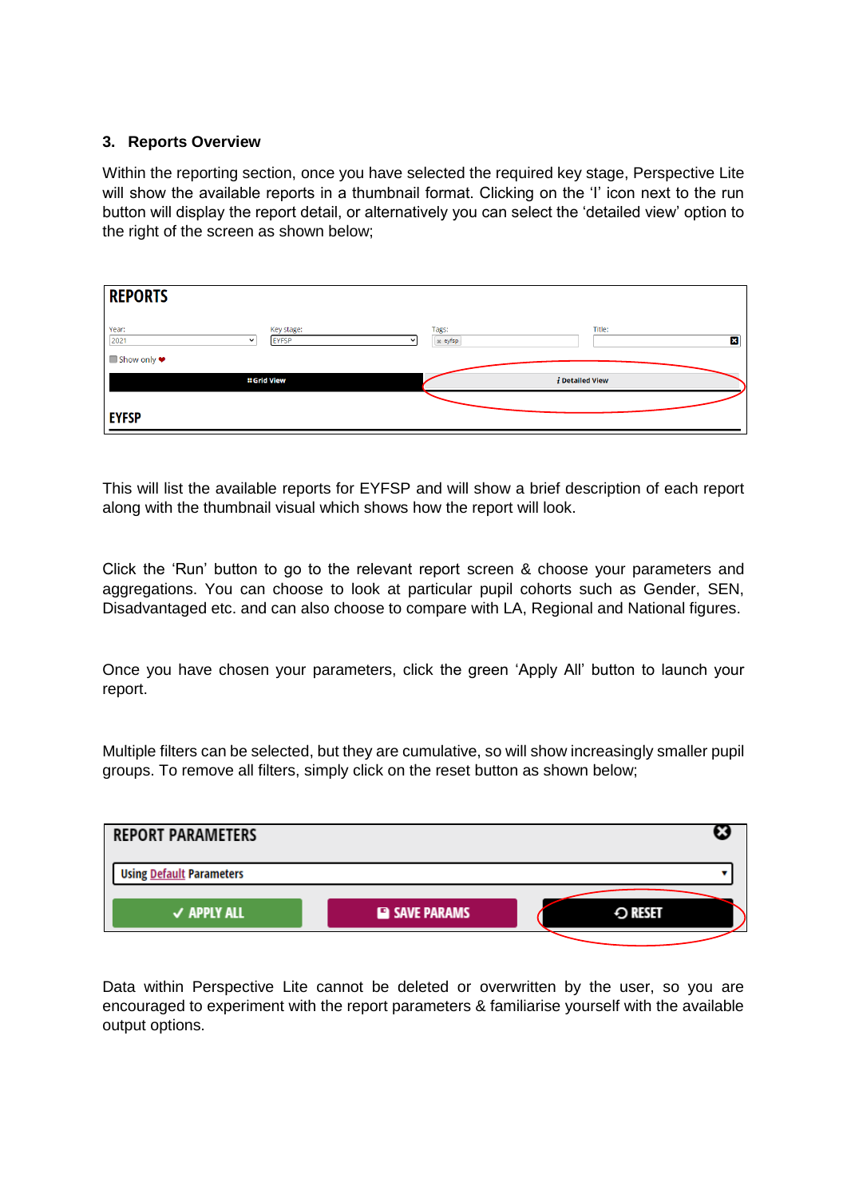## 3. Reports Overview

Within the reporting section, once you have selected the required key stage, Perspective Lite will show the available reports in a thumbnail format. Clicking on the 'I' icon next to the run button will display the report detail, or alternatively you can select the 'detailed view' option to the right of the screen as shown below;

This will list the available reports for EYFSP and will show a brief description of each report along with the thumbnail visual which shows how the report will look.

Click the 'Run' button to go to the relevant report screen & choose your parameters and aggregations. You can choose to look at particular pupil cohorts such as Gender, SEN, Disadvantaged etc. and can also choose to compare with LA, Regional and National figures.

Once you have chosen your parameters, click the green 'Apply All' button to launch your report.

Multiple filters can be selected, but they are cumulative, so will show increasingly smaller pupil groups. To remove all filters, simply click on the reset button as shown below;

Data within Perspective Lite cannot be deleted or overwritten by the user, so you are encouraged to experiment with the report parameters & familiarise yourself with the available output options.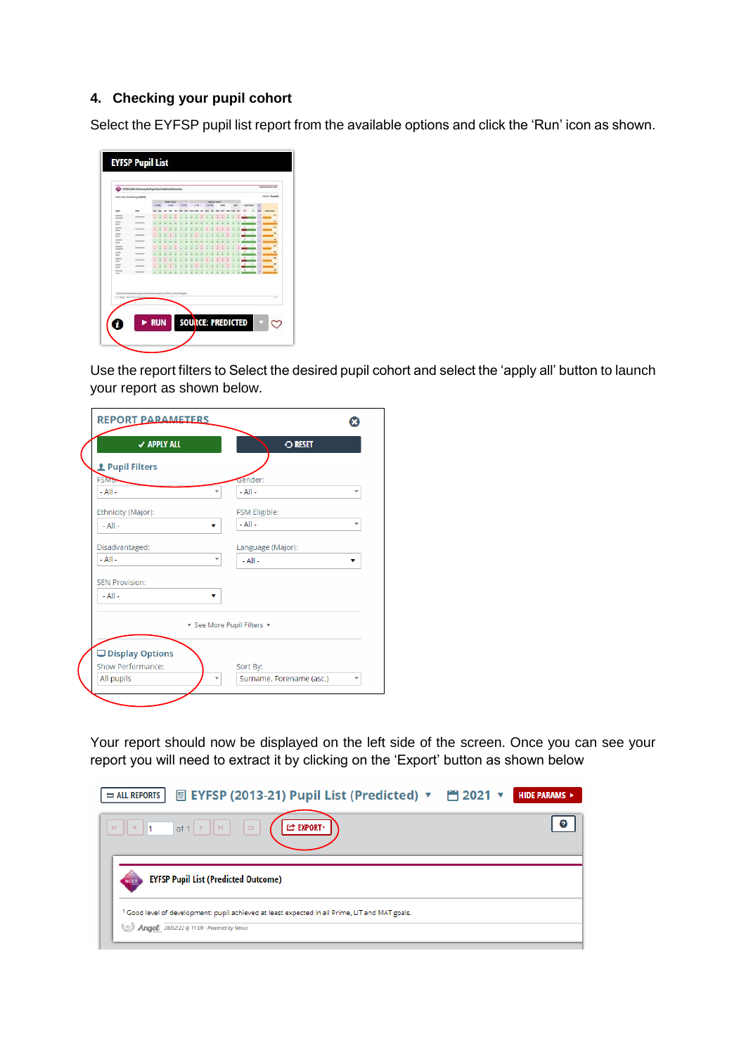## 4. Checking your pupil cohort

Select the EYFSP pupil list report from the available options and click the 'Run' icon as shown.

Use the report filters to Select the desired pupil cohort and select the 'apply all' button to launch your report as shown below.

Your report should now be displayed on the left side of the screen. Once you can see your report you will need to extract it by clicking on the 'Export' button as shown below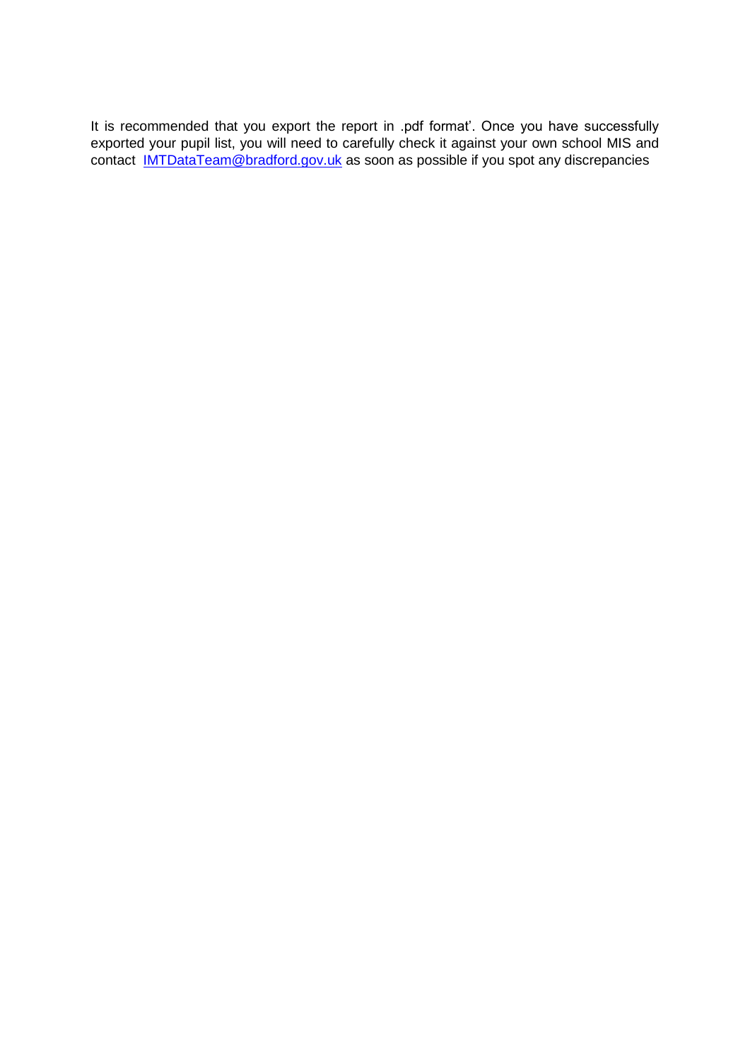It is recommended that you export the report in .pdf format'. Once you have successfully exported your pupil list, you will need to carefully check it against your own school MIS and contact [IMTDataTeam@bradford.gov.uk](mailto:IMTDataTeam@bradford.gov.uk) as soon as possible if you spot any discrepancies